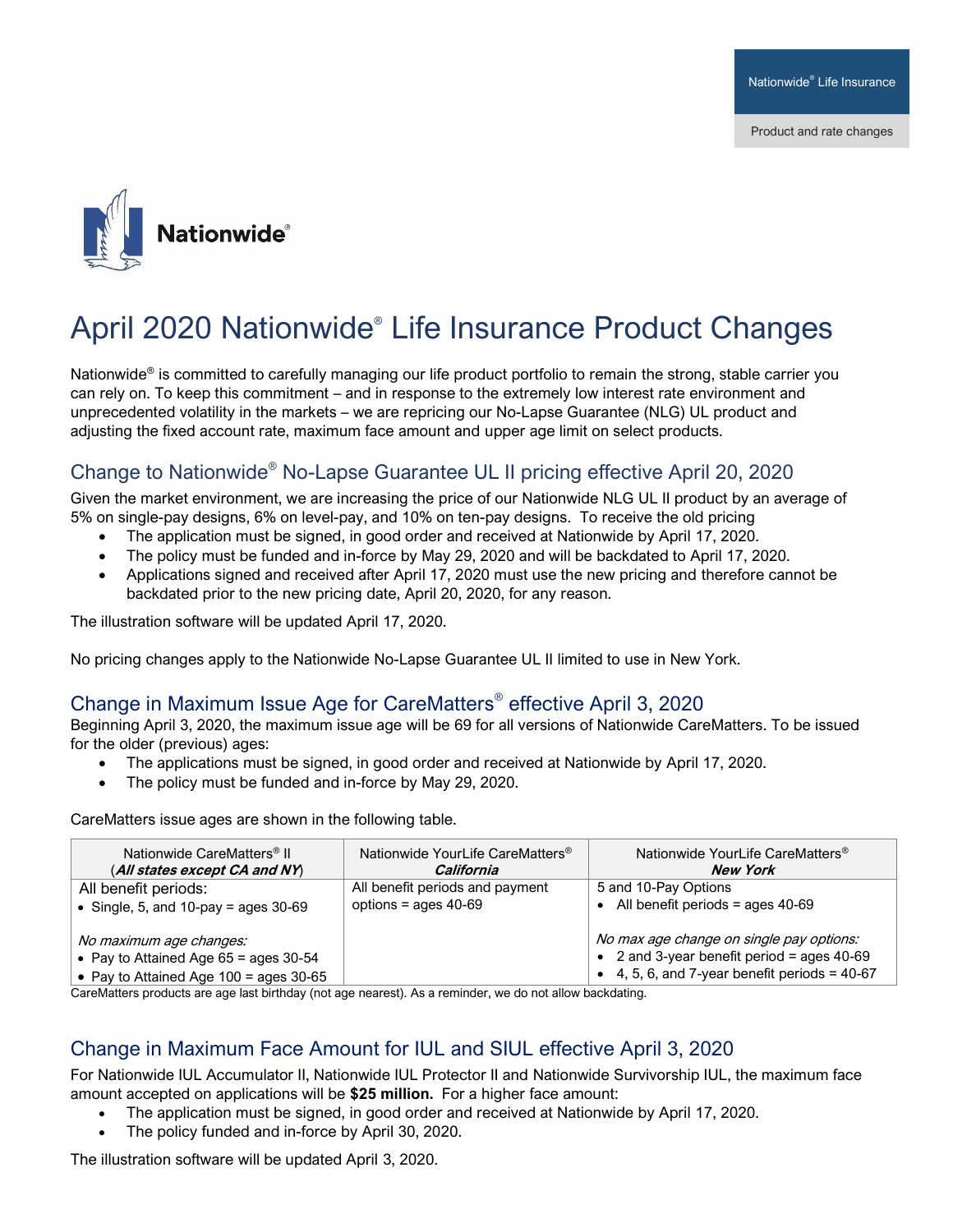Nationwide® Life Insurance

Product and rate changes

Nationwide®

# April 2020 Nationwide® Life Insurance Product Changes

Nationwide® is committed to carefully managing our life product portfolio to remain the strong, stable carrier you can rely on. To keep this commitment – and in response to the extremely low interest rate environment and unprecedented volatility in the markets – we are repricing our No-Lapse Guarantee (NLG) UL product and adjusting the fixed account rate, maximum face amount and upper age limit on select products.

## Change to Nationwide® No-Lapse Guarantee UL II pricing effective April 20, 2020

Given the market environment, we are increasing the price of our Nationwide NLG UL II product by an average of 5% on single-pay designs, 6% on level-pay, and 10% on ten-pay designs. To receive the old pricing

- The application must be signed, in good order and received at Nationwide by April 17, 2020.
- The policy must be funded and in-force by May 29, 2020 and will be backdated to April 17, 2020.
- Applications signed and received after April 17, 2020 must use the new pricing and therefore cannot be backdated prior to the new pricing date, April 20, 2020, for any reason.

The illustration software will be updated April 17, 2020.

No pricing changes apply to the Nationwide No-Lapse Guarantee UL II limited to use in New York.

## Change in Maximum Issue Age for CareMatters® effective April 3, 2020

Beginning April 3, 2020, the maximum issue age will be 69 for all versions of Nationwide CareMatters. To be issued for the older (previous) ages:

- The applications must be signed, in good order and received at Nationwide by April 17, 2020.
- The policy must be funded and in-force by May 29, 2020.

CareMatters issue ages are shown in the following table.

| Nationwide CareMatters® II (***All states except CA and NY***) | Nationwide YourLife CareMatters® ***California*** | Nationwide YourLife CareMatters® ***New York*** |
|---|---|---|
| All benefit periods:<br>• Single, 5, and 10-pay = ages 30-69<br><br>*No maximum age changes:*<br>• Pay to Attained Age 65 = ages 30-54<br>• Pay to Attained Age 100 = ages 30-65 | All benefit periods and payment options = ages 40-69 | 5 and 10-Pay Options<br>• All benefit periods = ages 40-69<br><br>*No max age change on single pay options:*<br>• 2 and 3-year benefit period = ages 40-69<br>• 4, 5, 6, and 7-year benefit periods = 40-67 |

CareMatters products are age last birthday (not age nearest). As a reminder, we do not allow backdating.

## Change in Maximum Face Amount for IUL and SIUL effective April 3, 2020

For Nationwide IUL Accumulator II, Nationwide IUL Protector II and Nationwide Survivorship IUL, the maximum face amount accepted on applications will be **$25 million.** For a higher face amount:

- The application must be signed, in good order and received at Nationwide by April 17, 2020.
- The policy funded and in-force by April 30, 2020.

The illustration software will be updated April 3, 2020.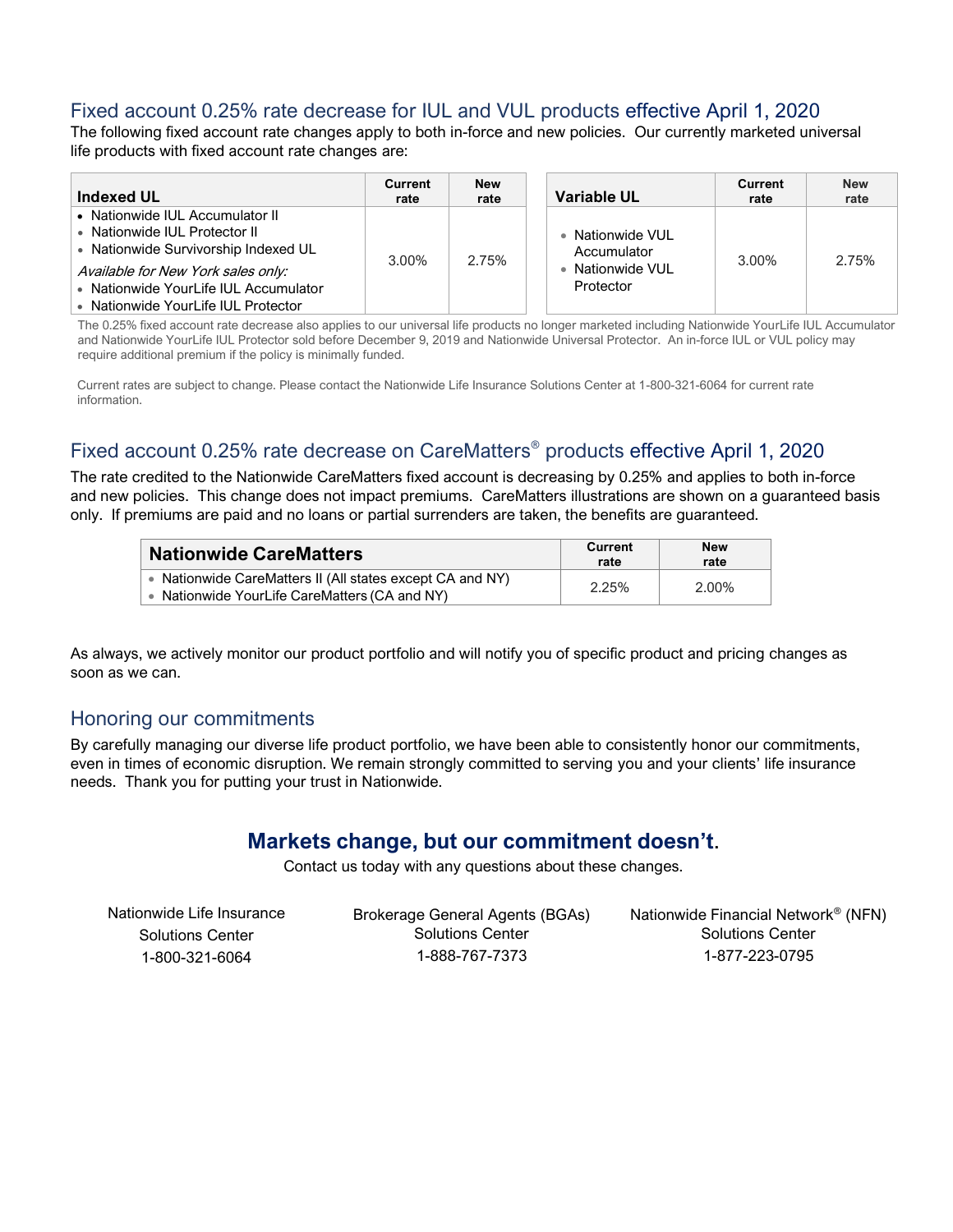## Fixed account 0.25% rate decrease for IUL and VUL products effective April 1, 2020

The following fixed account rate changes apply to both in-force and new policies. Our currently marketed universal life products with fixed account rate changes are:

| Indexed UL | Current rate | New rate |
|---|---|---|
| • Nationwide IUL Accumulator II<br>• Nationwide IUL Protector II<br>• Nationwide Survivorship Indexed UL<br>*Available for New York sales only:*<br>• Nationwide YourLife IUL Accumulator<br>• Nationwide YourLife IUL Protector | 3.00% | 2.75% |

| Variable UL | Current rate | New rate |
|---|---|---|
| • Nationwide VUL Accumulator<br>• Nationwide VUL Protector | 3.00% | 2.75% |

The 0.25% fixed account rate decrease also applies to our universal life products no longer marketed including Nationwide YourLife IUL Accumulator and Nationwide YourLife IUL Protector sold before December 9, 2019 and Nationwide Universal Protector. An in-force IUL or VUL policy may require additional premium if the policy is minimally funded.

Current rates are subject to change. Please contact the Nationwide Life Insurance Solutions Center at 1-800-321-6064 for current rate information.

## Fixed account 0.25% rate decrease on CareMatters® products effective April 1, 2020

The rate credited to the Nationwide CareMatters fixed account is decreasing by 0.25% and applies to both in-force and new policies. This change does not impact premiums. CareMatters illustrations are shown on a guaranteed basis only. If premiums are paid and no loans or partial surrenders are taken, the benefits are guaranteed.

| Nationwide CareMatters | Current rate | New rate |
|---|---|---|
| • Nationwide CareMatters II (All states except CA and NY)<br>• Nationwide YourLife CareMatters (CA and NY) | 2.25% | 2.00% |

As always, we actively monitor our product portfolio and will notify you of specific product and pricing changes as soon as we can.

## Honoring our commitments

By carefully managing our diverse life product portfolio, we have been able to consistently honor our commitments, even in times of economic disruption. We remain strongly committed to serving you and your clients' life insurance needs. Thank you for putting your trust in Nationwide.

### Markets change, but our commitment doesn't.

Contact us today with any questions about these changes.

Nationwide Life Insurance Solutions Center
1-800-321-6064

Brokerage General Agents (BGAs) Solutions Center
1-888-767-7373

Nationwide Financial Network® (NFN) Solutions Center
1-877-223-0795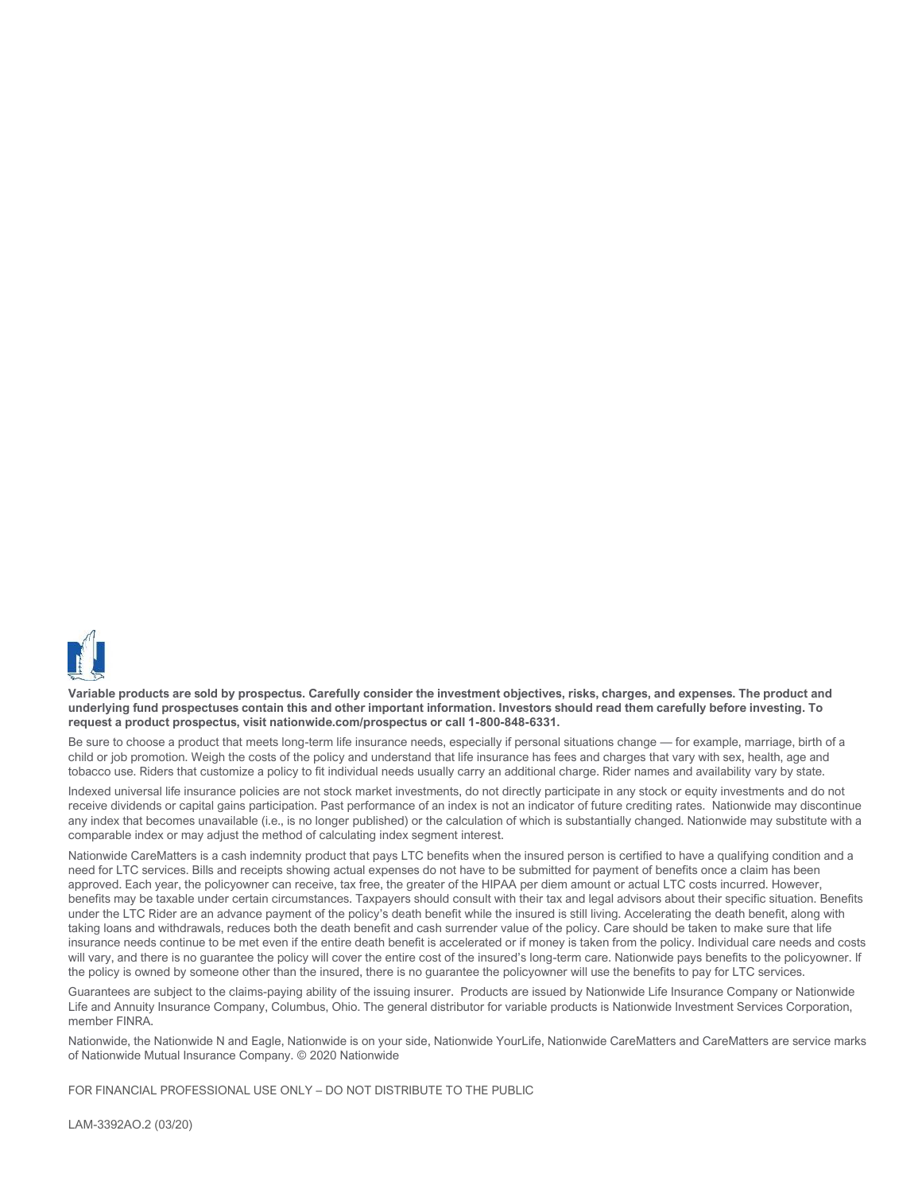**Variable products are sold by prospectus. Carefully consider the investment objectives, risks, charges, and expenses. The product and underlying fund prospectuses contain this and other important information. Investors should read them carefully before investing. To request a product prospectus, visit nationwide.com/prospectus or call 1-800-848-6331.**

Be sure to choose a product that meets long-term life insurance needs, especially if personal situations change — for example, marriage, birth of a child or job promotion. Weigh the costs of the policy and understand that life insurance has fees and charges that vary with sex, health, age and tobacco use. Riders that customize a policy to fit individual needs usually carry an additional charge. Rider names and availability vary by state.

Indexed universal life insurance policies are not stock market investments, do not directly participate in any stock or equity investments and do not receive dividends or capital gains participation. Past performance of an index is not an indicator of future crediting rates. Nationwide may discontinue any index that becomes unavailable (i.e., is no longer published) or the calculation of which is substantially changed. Nationwide may substitute with a comparable index or may adjust the method of calculating index segment interest.

Nationwide CareMatters is a cash indemnity product that pays LTC benefits when the insured person is certified to have a qualifying condition and a need for LTC services. Bills and receipts showing actual expenses do not have to be submitted for payment of benefits once a claim has been approved. Each year, the policyowner can receive, tax free, the greater of the HIPAA per diem amount or actual LTC costs incurred. However, benefits may be taxable under certain circumstances. Taxpayers should consult with their tax and legal advisors about their specific situation. Benefits under the LTC Rider are an advance payment of the policy's death benefit while the insured is still living. Accelerating the death benefit, along with taking loans and withdrawals, reduces both the death benefit and cash surrender value of the policy. Care should be taken to make sure that life insurance needs continue to be met even if the entire death benefit is accelerated or if money is taken from the policy. Individual care needs and costs will vary, and there is no guarantee the policy will cover the entire cost of the insured's long-term care. Nationwide pays benefits to the policyowner. If the policy is owned by someone other than the insured, there is no guarantee the policyowner will use the benefits to pay for LTC services.

Guarantees are subject to the claims-paying ability of the issuing insurer. Products are issued by Nationwide Life Insurance Company or Nationwide Life and Annuity Insurance Company, Columbus, Ohio. The general distributor for variable products is Nationwide Investment Services Corporation, member FINRA.

Nationwide, the Nationwide N and Eagle, Nationwide is on your side, Nationwide YourLife, Nationwide CareMatters and CareMatters are service marks of Nationwide Mutual Insurance Company. © 2020 Nationwide

FOR FINANCIAL PROFESSIONAL USE ONLY – DO NOT DISTRIBUTE TO THE PUBLIC

LAM-3392AO.2 (03/20)